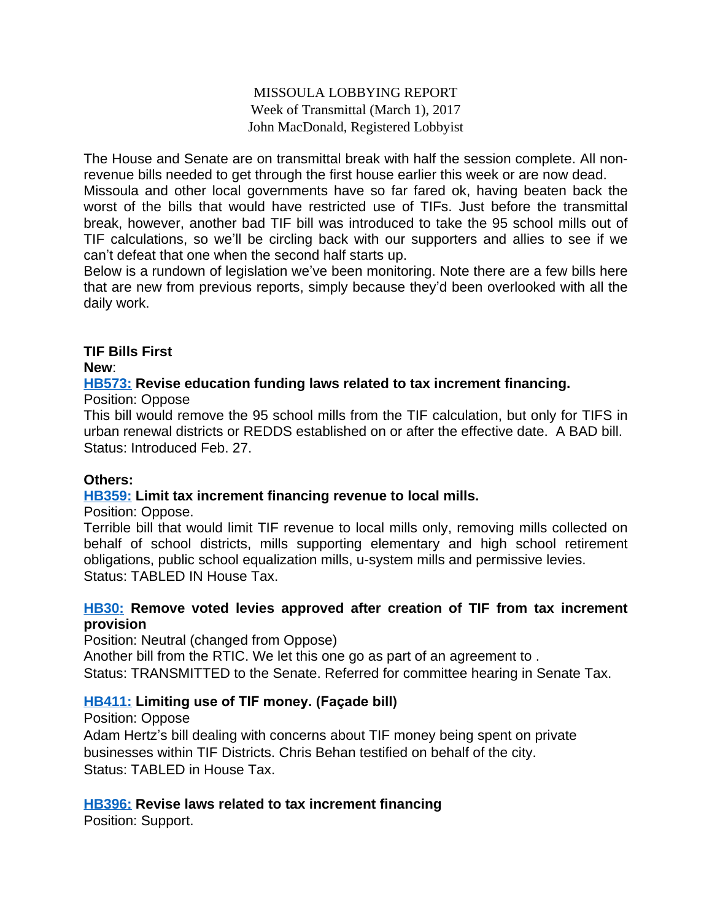MISSOULA LOBBYING REPORT
Week of Transmittal (March 1), 2017
John MacDonald, Registered Lobbyist

The House and Senate are on transmittal break with half the session complete. All non-revenue bills needed to get through the first house earlier this week or are now dead.
Missoula and other local governments have so far fared ok, having beaten back the worst of the bills that would have restricted use of TIFs. Just before the transmittal break, however, another bad TIF bill was introduced to take the 95 school mills out of TIF calculations, so we'll be circling back with our supporters and allies to see if we can't defeat that one when the second half starts up.
Below is a rundown of legislation we've been monitoring. Note there are a few bills here that are new from previous reports, simply because they'd been overlooked with all the daily work.

**TIF Bills First**

**New**:

**HB573: Revise education funding laws related to tax increment financing.**
Position: Oppose
This bill would remove the 95 school mills from the TIF calculation, but only for TIFS in urban renewal districts or REDDS established on or after the effective date. A BAD bill.
Status: Introduced Feb. 27.

**Others:**

**HB359: Limit tax increment financing revenue to local mills.**
Position: Oppose.
Terrible bill that would limit TIF revenue to local mills only, removing mills collected on behalf of school districts, mills supporting elementary and high school retirement obligations, public school equalization mills, u-system mills and permissive levies.
Status: TABLED IN House Tax.

**HB30: Remove voted levies approved after creation of TIF from tax increment provision**
Position: Neutral (changed from Oppose)
Another bill from the RTIC. We let this one go as part of an agreement to .
Status: TRANSMITTED to the Senate. Referred for committee hearing in Senate Tax.

**HB411: Limiting use of TIF money. (Façade bill)**
Position: Oppose
Adam Hertz's bill dealing with concerns about TIF money being spent on private businesses within TIF Districts. Chris Behan testified on behalf of the city.
Status: TABLED in House Tax.

**HB396: Revise laws related to tax increment financing**
Position: Support.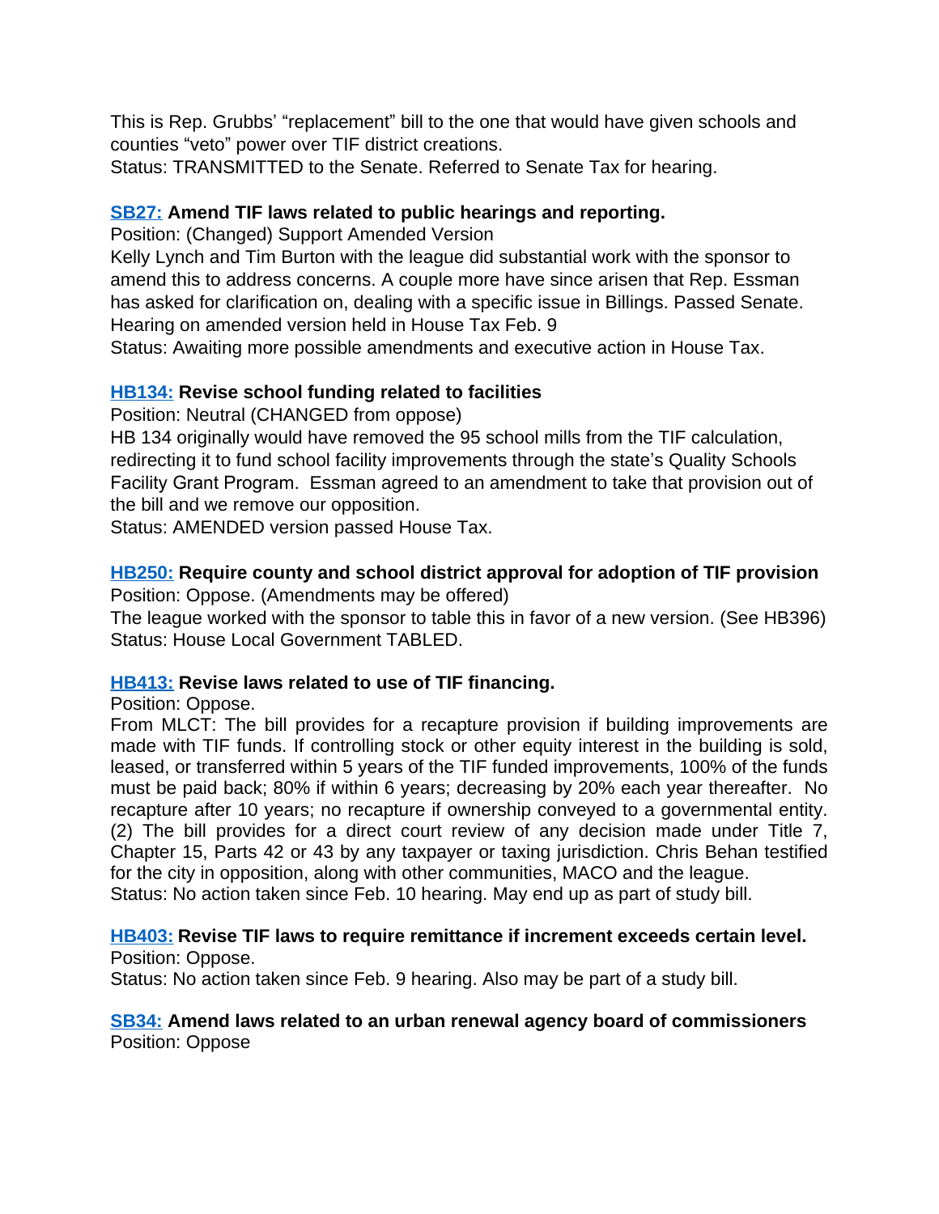This is Rep. Grubbs' "replacement" bill to the one that would have given schools and counties "veto" power over TIF district creations.
Status: TRANSMITTED to the Senate. Referred to Senate Tax for hearing.

**SB27: Amend TIF laws related to public hearings and reporting.**
Position: (Changed) Support Amended Version
Kelly Lynch and Tim Burton with the league did substantial work with the sponsor to amend this to address concerns. A couple more have since arisen that Rep. Essman has asked for clarification on, dealing with a specific issue in Billings. Passed Senate. Hearing on amended version held in House Tax Feb. 9
Status: Awaiting more possible amendments and executive action in House Tax.

**HB134: Revise school funding related to facilities**
Position: Neutral (CHANGED from oppose)
HB 134 originally would have removed the 95 school mills from the TIF calculation, redirecting it to fund school facility improvements through the state's Quality Schools Facility Grant Program. Essman agreed to an amendment to take that provision out of the bill and we remove our opposition.
Status: AMENDED version passed House Tax.

**HB250: Require county and school district approval for adoption of TIF provision**
Position: Oppose. (Amendments may be offered)
The league worked with the sponsor to table this in favor of a new version. (See HB396)
Status: House Local Government TABLED.

**HB413: Revise laws related to use of TIF financing.**
Position: Oppose.
From MLCT: The bill provides for a recapture provision if building improvements are made with TIF funds. If controlling stock or other equity interest in the building is sold, leased, or transferred within 5 years of the TIF funded improvements, 100% of the funds must be paid back; 80% if within 6 years; decreasing by 20% each year thereafter. No recapture after 10 years; no recapture if ownership conveyed to a governmental entity. (2) The bill provides for a direct court review of any decision made under Title 7, Chapter 15, Parts 42 or 43 by any taxpayer or taxing jurisdiction. Chris Behan testified for the city in opposition, along with other communities, MACO and the league.
Status: No action taken since Feb. 10 hearing. May end up as part of study bill.

**HB403: Revise TIF laws to require remittance if increment exceeds certain level.**
Position: Oppose.
Status: No action taken since Feb. 9 hearing. Also may be part of a study bill.

**SB34: Amend laws related to an urban renewal agency board of commissioners**
Position: Oppose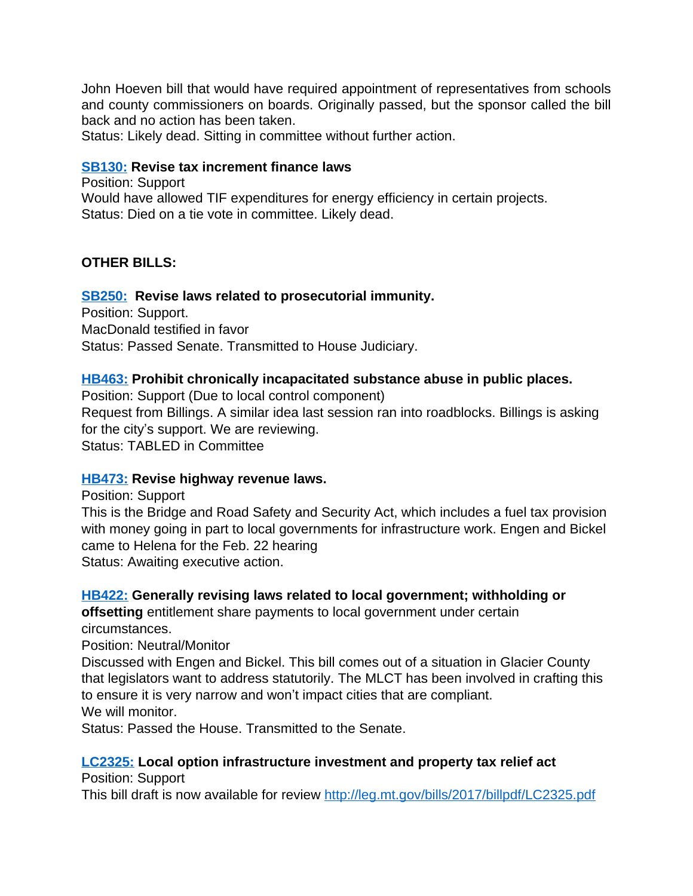John Hoeven bill that would have required appointment of representatives from schools and county commissioners on boards. Originally passed, but the sponsor called the bill back and no action has been taken.
Status: Likely dead. Sitting in committee without further action.

**SB130: Revise tax increment finance laws**
Position: Support
Would have allowed TIF expenditures for energy efficiency in certain projects.
Status: Died on a tie vote in committee. Likely dead.

**OTHER BILLS:**

**SB250: Revise laws related to prosecutorial immunity.**
Position: Support.
MacDonald testified in favor
Status: Passed Senate. Transmitted to House Judiciary.

**HB463: Prohibit chronically incapacitated substance abuse in public places.**
Position: Support (Due to local control component)
Request from Billings. A similar idea last session ran into roadblocks. Billings is asking for the city's support. We are reviewing.
Status: TABLED in Committee

**HB473: Revise highway revenue laws.**
Position: Support
This is the Bridge and Road Safety and Security Act, which includes a fuel tax provision with money going in part to local governments for infrastructure work. Engen and Bickel came to Helena for the Feb. 22 hearing
Status: Awaiting executive action.

**HB422: Generally revising laws related to local government; withholding or offsetting** entitlement share payments to local government under certain circumstances.
Position: Neutral/Monitor
Discussed with Engen and Bickel. This bill comes out of a situation in Glacier County that legislators want to address statutorily. The MLCT has been involved in crafting this to ensure it is very narrow and won't impact cities that are compliant.
We will monitor.
Status: Passed the House. Transmitted to the Senate.

**LC2325: Local option infrastructure investment and property tax relief act**
Position: Support
This bill draft is now available for review http://leg.mt.gov/bills/2017/billpdf/LC2325.pdf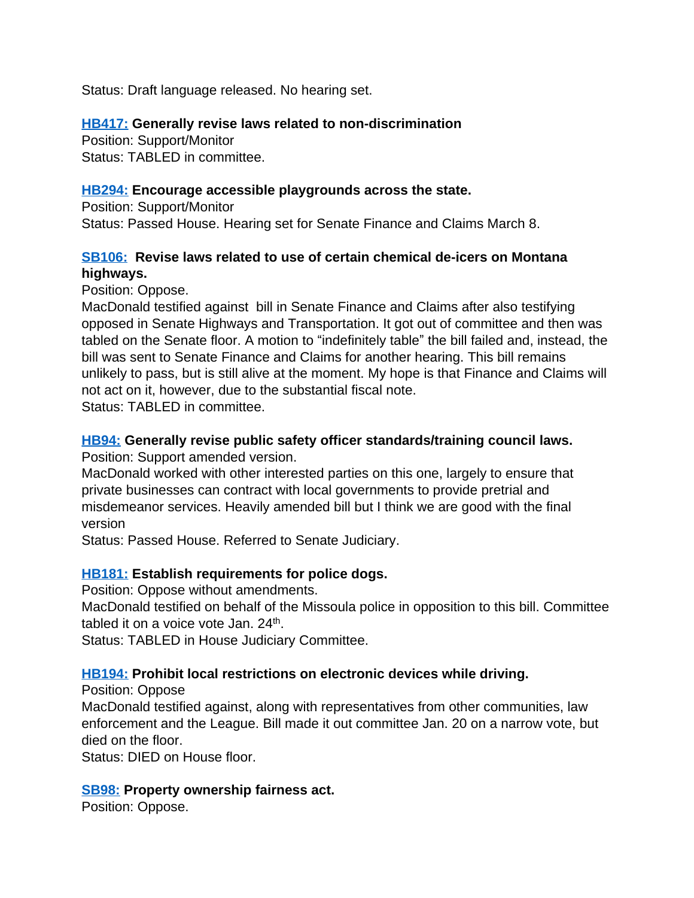Status: Draft language released. No hearing set.

**HB417: Generally revise laws related to non-discrimination**
Position: Support/Monitor
Status: TABLED in committee.

**HB294: Encourage accessible playgrounds across the state.**
Position: Support/Monitor
Status: Passed House. Hearing set for Senate Finance and Claims March 8.

**SB106: Revise laws related to use of certain chemical de-icers on Montana highways.**
Position: Oppose.
MacDonald testified against bill in Senate Finance and Claims after also testifying opposed in Senate Highways and Transportation. It got out of committee and then was tabled on the Senate floor. A motion to "indefinitely table" the bill failed and, instead, the bill was sent to Senate Finance and Claims for another hearing. This bill remains unlikely to pass, but is still alive at the moment. My hope is that Finance and Claims will not act on it, however, due to the substantial fiscal note.
Status: TABLED in committee.

**HB94: Generally revise public safety officer standards/training council laws.**
Position: Support amended version.
MacDonald worked with other interested parties on this one, largely to ensure that private businesses can contract with local governments to provide pretrial and misdemeanor services. Heavily amended bill but I think we are good with the final version
Status: Passed House. Referred to Senate Judiciary.

**HB181: Establish requirements for police dogs.**
Position: Oppose without amendments.
MacDonald testified on behalf of the Missoula police in opposition to this bill. Committee tabled it on a voice vote Jan. 24th.
Status: TABLED in House Judiciary Committee.

**HB194: Prohibit local restrictions on electronic devices while driving.**
Position: Oppose
MacDonald testified against, along with representatives from other communities, law enforcement and the League. Bill made it out committee Jan. 20 on a narrow vote, but died on the floor.
Status: DIED on House floor.

**SB98: Property ownership fairness act.**
Position: Oppose.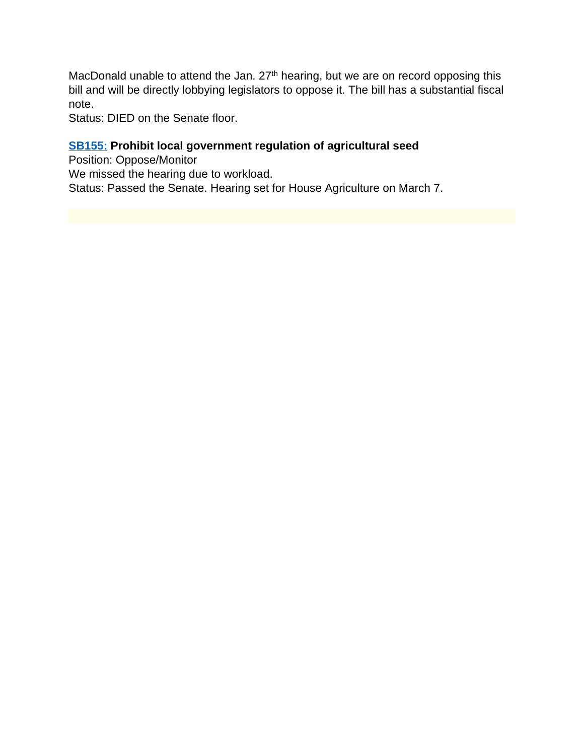MacDonald unable to attend the Jan. 27th hearing, but we are on record opposing this bill and will be directly lobbying legislators to oppose it. The bill has a substantial fiscal note.
Status: DIED on the Senate floor.

**SB155: Prohibit local government regulation of agricultural seed**
Position: Oppose/Monitor
We missed the hearing due to workload.
Status: Passed the Senate. Hearing set for House Agriculture on March 7.